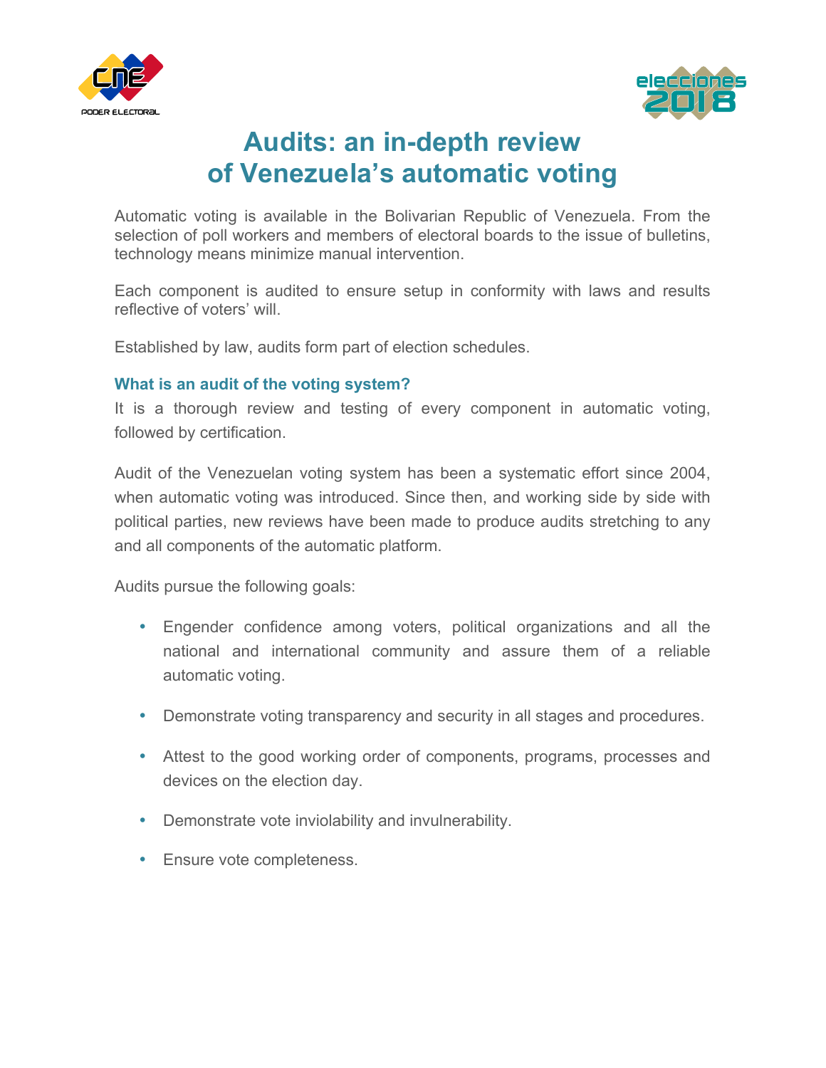# Audits: an in-depth review of Venezuela's automatic voting

Automatic voting is available in the Bolivarian Republic of Venezuela. From the selection of poll workers and members of electoral boards to the issue of bulletins, technology means minimize manual intervention.

Each component is audited to ensure setup in conformity with laws and results reflective of voters' will.

Established by law, audits form part of election schedules.

### What is an audit of the voting system?

It is a thorough review and testing of every component in automatic voting, followed by certification.

Audit of the Venezuelan voting system has been a systematic effort since 2004, when automatic voting was introduced. Since then, and working side by side with political parties, new reviews have been made to produce audits stretching to any and all components of the automatic platform.

Audits pursue the following goals:

- Engender confidence among voters, political organizations and all the national and international community and assure them of a reliable automatic voting.
- Demonstrate voting transparency and security in all stages and procedures.
- Attest to the good working order of components, programs, processes and devices on the election day.
- Demonstrate vote inviolability and invulnerability.
- Ensure vote completeness.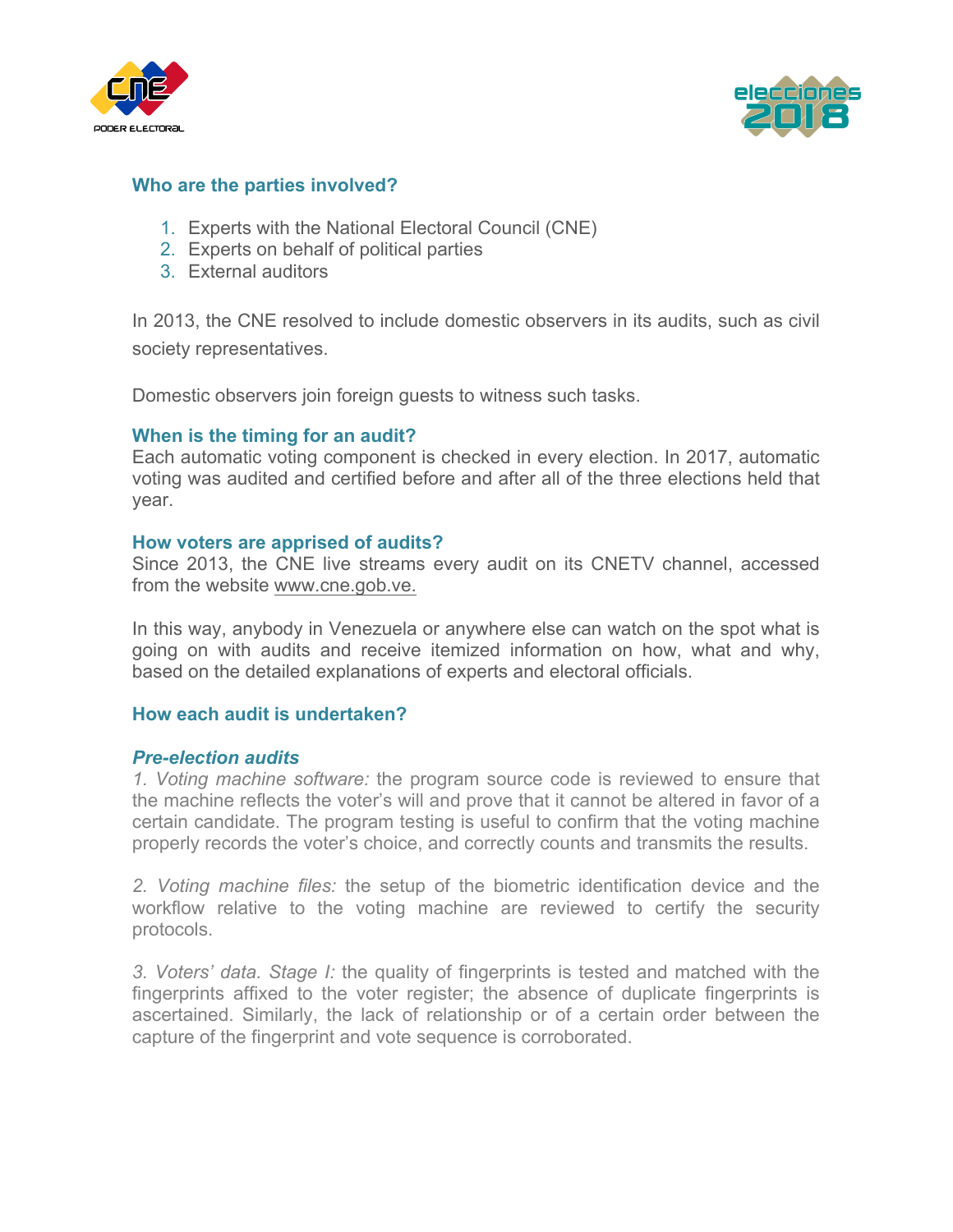## Who are the parties involved?

1. Experts with the National Electoral Council (CNE)
2. Experts on behalf of political parties
3. External auditors

In 2013, the CNE resolved to include domestic observers in its audits, such as civil society representatives.

Domestic observers join foreign guests to witness such tasks.

## When is the timing for an audit?

Each automatic voting component is checked in every election. In 2017, automatic voting was audited and certified before and after all of the three elections held that year.

## How voters are apprised of audits?

Since 2013, the CNE live streams every audit on its CNETV channel, accessed from the website www.cne.gob.ve.

In this way, anybody in Venezuela or anywhere else can watch on the spot what is going on with audits and receive itemized information on how, what and why, based on the detailed explanations of experts and electoral officials.

## How each audit is undertaken?

### *Pre-election audits*

*1. Voting machine software:* the program source code is reviewed to ensure that the machine reflects the voter's will and prove that it cannot be altered in favor of a certain candidate. The program testing is useful to confirm that the voting machine properly records the voter's choice, and correctly counts and transmits the results.

*2. Voting machine files:* the setup of the biometric identification device and the workflow relative to the voting machine are reviewed to certify the security protocols.

*3. Voters' data. Stage I:* the quality of fingerprints is tested and matched with the fingerprints affixed to the voter register; the absence of duplicate fingerprints is ascertained. Similarly, the lack of relationship or of a certain order between the capture of the fingerprint and vote sequence is corroborated.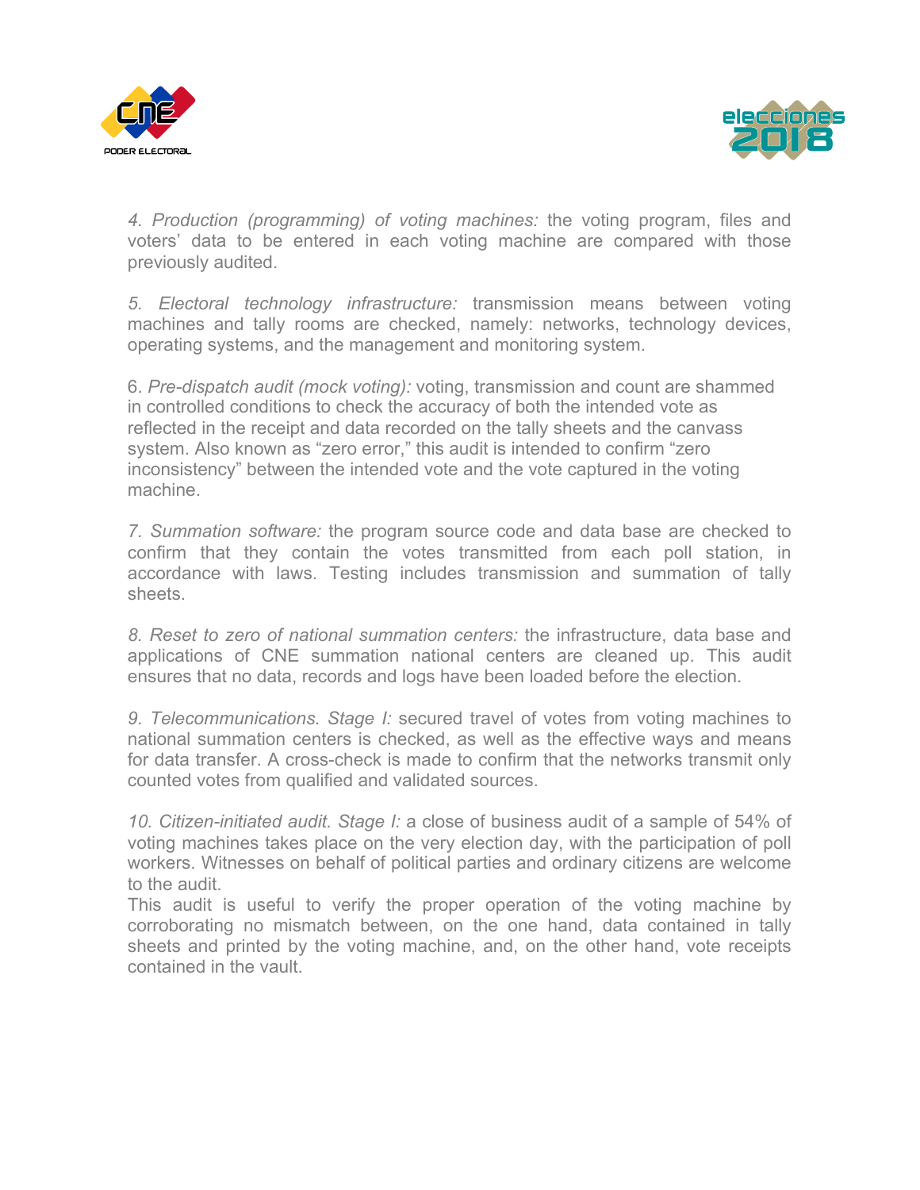*4. Production (programming) of voting machines:* the voting program, files and voters' data to be entered in each voting machine are compared with those previously audited.

*5. Electoral technology infrastructure:* transmission means between voting machines and tally rooms are checked, namely: networks, technology devices, operating systems, and the management and monitoring system.

6. *Pre-dispatch audit (mock voting):* voting, transmission and count are shammed in controlled conditions to check the accuracy of both the intended vote as reflected in the receipt and data recorded on the tally sheets and the canvass system. Also known as "zero error," this audit is intended to confirm "zero inconsistency" between the intended vote and the vote captured in the voting machine.

*7. Summation software:* the program source code and data base are checked to confirm that they contain the votes transmitted from each poll station, in accordance with laws. Testing includes transmission and summation of tally sheets.

*8. Reset to zero of national summation centers:* the infrastructure, data base and applications of CNE summation national centers are cleaned up. This audit ensures that no data, records and logs have been loaded before the election.

*9. Telecommunications. Stage I:* secured travel of votes from voting machines to national summation centers is checked, as well as the effective ways and means for data transfer. A cross-check is made to confirm that the networks transmit only counted votes from qualified and validated sources.

*10. Citizen-initiated audit. Stage I:* a close of business audit of a sample of 54% of voting machines takes place on the very election day, with the participation of poll workers. Witnesses on behalf of political parties and ordinary citizens are welcome to the audit.
This audit is useful to verify the proper operation of the voting machine by corroborating no mismatch between, on the one hand, data contained in tally sheets and printed by the voting machine, and, on the other hand, vote receipts contained in the vault.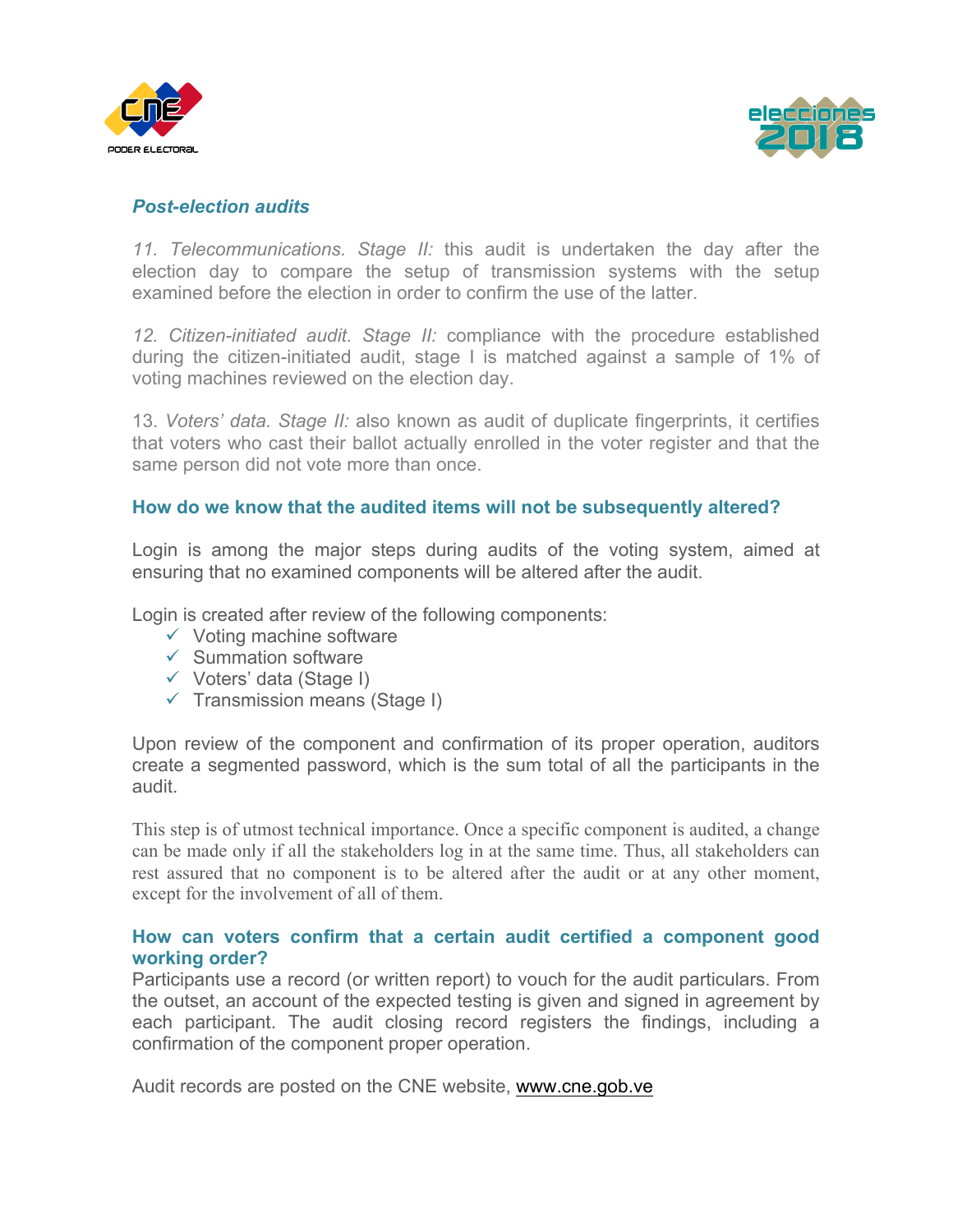### *Post-election audits*

*11. Telecommunications. Stage II:* this audit is undertaken the day after the election day to compare the setup of transmission systems with the setup examined before the election in order to confirm the use of the latter.

*12. Citizen-initiated audit. Stage II:* compliance with the procedure established during the citizen-initiated audit, stage I is matched against a sample of 1% of voting machines reviewed on the election day.

13. *Voters' data. Stage II:* also known as audit of duplicate fingerprints, it certifies that voters who cast their ballot actually enrolled in the voter register and that the same person did not vote more than once.

### How do we know that the audited items will not be subsequently altered?

Login is among the major steps during audits of the voting system, aimed at ensuring that no examined components will be altered after the audit.

Login is created after review of the following components:

- ✓ Voting machine software
- ✓ Summation software
- ✓ Voters' data (Stage I)
- ✓ Transmission means (Stage I)

Upon review of the component and confirmation of its proper operation, auditors create a segmented password, which is the sum total of all the participants in the audit.

This step is of utmost technical importance. Once a specific component is audited, a change can be made only if all the stakeholders log in at the same time. Thus, all stakeholders can rest assured that no component is to be altered after the audit or at any other moment, except for the involvement of all of them.

### How can voters confirm that a certain audit certified a component good working order?

Participants use a record (or written report) to vouch for the audit particulars. From the outset, an account of the expected testing is given and signed in agreement by each participant. The audit closing record registers the findings, including a confirmation of the component proper operation.

Audit records are posted on the CNE website, www.cne.gob.ve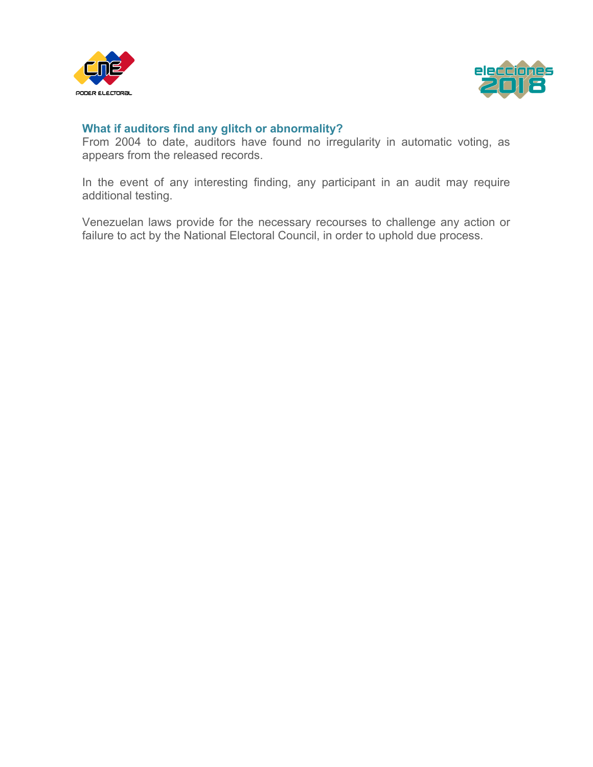### What if auditors find any glitch or abnormality?

From 2004 to date, auditors have found no irregularity in automatic voting, as appears from the released records.

In the event of any interesting finding, any participant in an audit may require additional testing.

Venezuelan laws provide for the necessary recourses to challenge any action or failure to act by the National Electoral Council, in order to uphold due process.